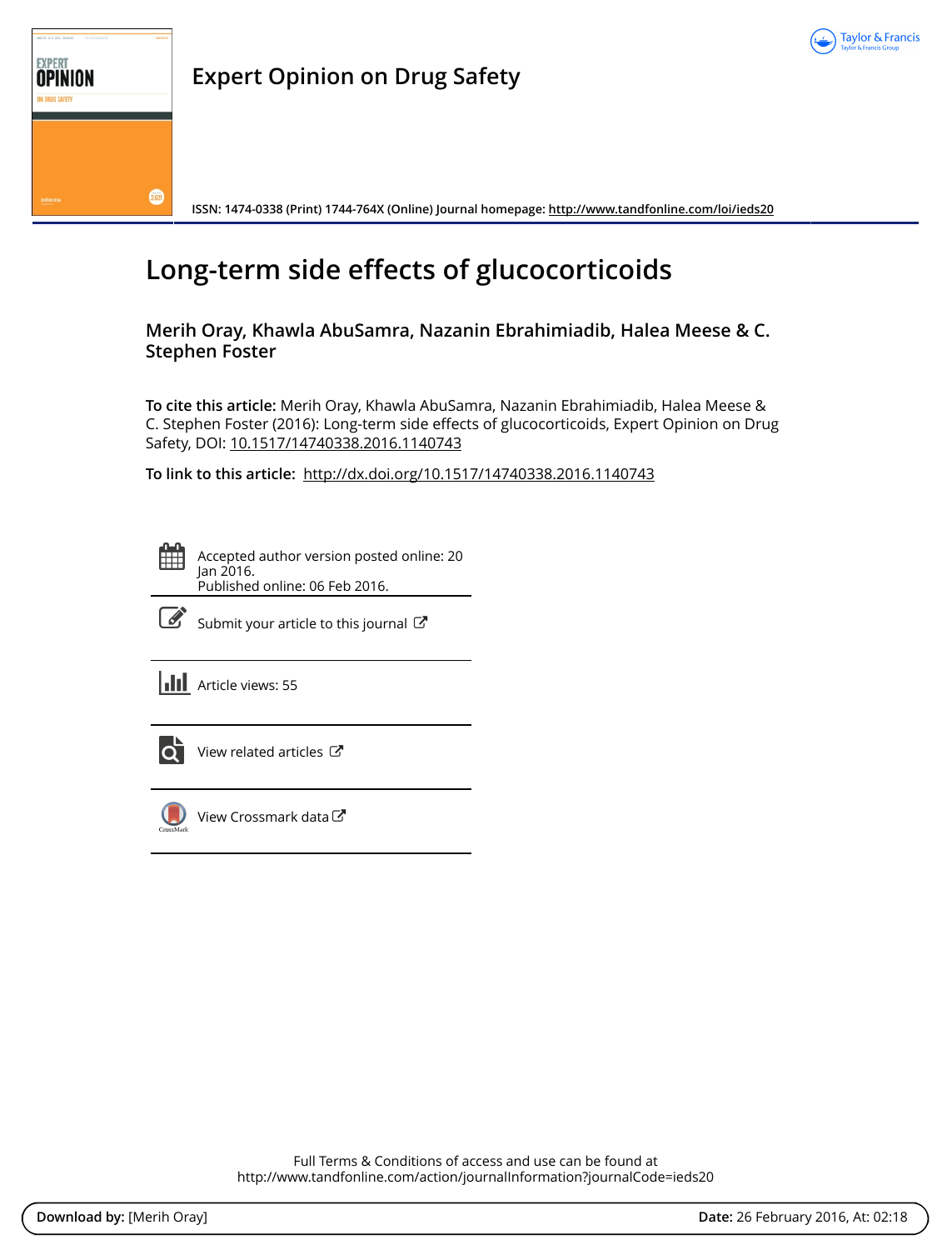Expert Opinion on Drug Safety

ISSN: 1474-0338 (Print) 1744-764X (Online) Journal homepage: http://www.tandfonline.com/loi/ieds20

# Long-term side effects of glucocorticoids

**Merih Oray, Khawla AbuSamra, Nazanin Ebrahimiadib, Halea Meese & C. Stephen Foster**

**To cite this article:** Merih Oray, Khawla AbuSamra, Nazanin Ebrahimiadib, Halea Meese & C. Stephen Foster (2016): Long-term side effects of glucocorticoids, Expert Opinion on Drug Safety, DOI: 10.1517/14740338.2016.1140743

**To link to this article:** http://dx.doi.org/10.1517/14740338.2016.1140743

Accepted author version posted online: 20 Jan 2016.
Published online: 06 Feb 2016.

Submit your article to this journal

Article views: 55

View related articles

View Crossmark data

Full Terms & Conditions of access and use can be found at
http://www.tandfonline.com/action/journalInformation?journalCode=ieds20

**Download by:** [Merih Oray] **Date:** 26 February 2016, At: 02:18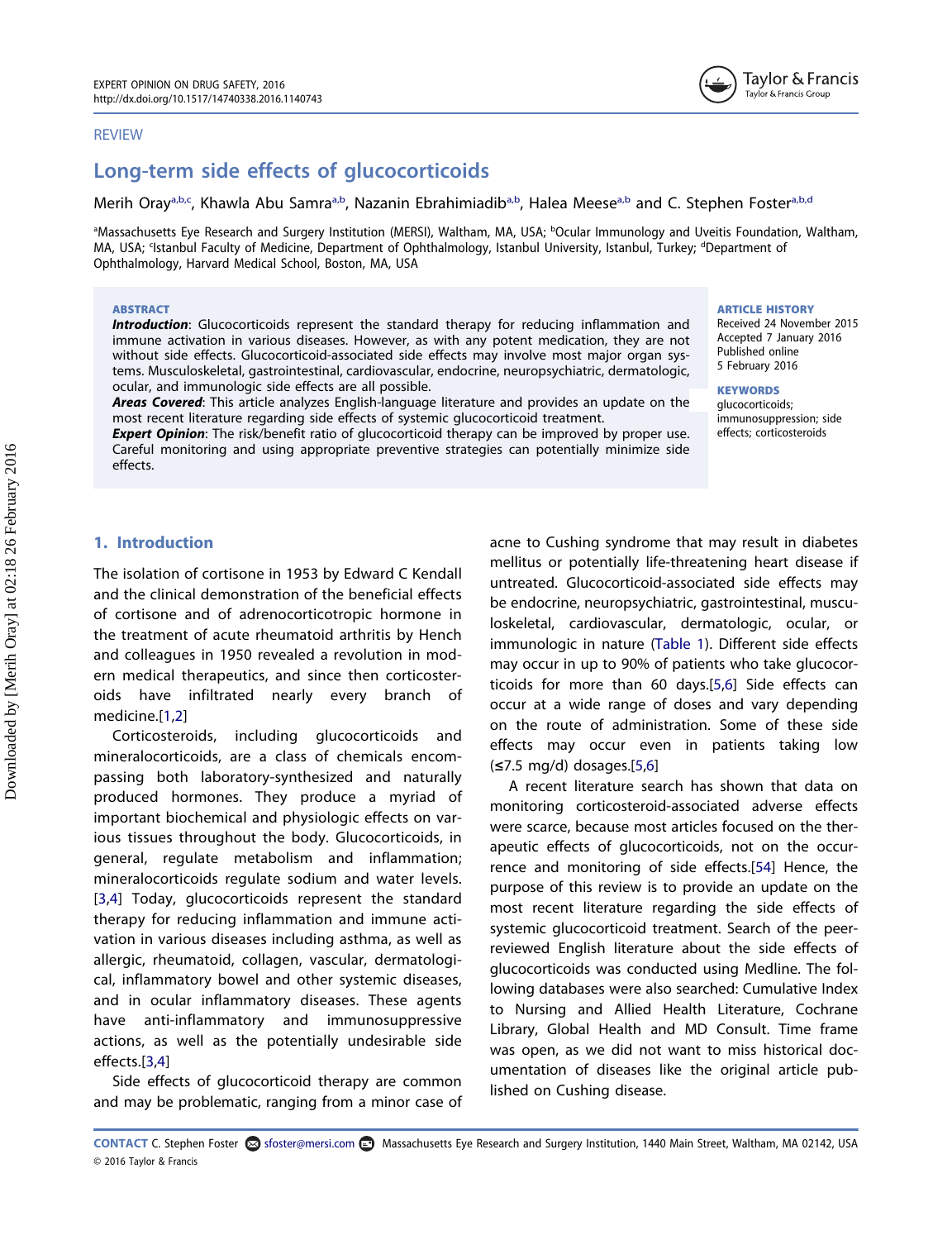REVIEW

# Long-term side effects of glucocorticoids

Merih Oray[a,b,c], Khawla Abu Samra[a,b], Nazanin Ebrahimiadib[a,b], Halea Meese[a,b] and C. Stephen Foster[a,b,d]

[a]Massachusetts Eye Research and Surgery Institution (MERSI), Waltham, MA, USA; [b]Ocular Immunology and Uveitis Foundation, Waltham, MA, USA; [c]Istanbul Faculty of Medicine, Department of Ophthalmology, Istanbul University, Istanbul, Turkey; [d]Department of Ophthalmology, Harvard Medical School, Boston, MA, USA

**ABSTRACT**

***Introduction***: Glucocorticoids represent the standard therapy for reducing inflammation and immune activation in various diseases. However, as with any potent medication, they are not without side effects. Glucocorticoid-associated side effects may involve most major organ systems. Musculoskeletal, gastrointestinal, cardiovascular, endocrine, neuropsychiatric, dermatologic, ocular, and immunologic side effects are all possible.

***Areas Covered***: This article analyzes English-language literature and provides an update on the most recent literature regarding side effects of systemic glucocorticoid treatment.

***Expert Opinion***: The risk/benefit ratio of glucocorticoid therapy can be improved by proper use. Careful monitoring and using appropriate preventive strategies can potentially minimize side effects.

**ARTICLE HISTORY**

Received 24 November 2015
Accepted 7 January 2016
Published online 5 February 2016

**KEYWORDS**

glucocorticoids; immunosuppression; side effects; corticosteroids

## 1. Introduction

The isolation of cortisone in 1953 by Edward C Kendall and the clinical demonstration of the beneficial effects of cortisone and of adrenocorticotropic hormone in the treatment of acute rheumatoid arthritis by Hench and colleagues in 1950 revealed a revolution in modern medical therapeutics, and since then corticosteroids have infiltrated nearly every branch of medicine.[1,2]

Corticosteroids, including glucocorticoids and mineralocorticoids, are a class of chemicals encompassing both laboratory-synthesized and naturally produced hormones. They produce a myriad of important biochemical and physiologic effects on various tissues throughout the body. Glucocorticoids, in general, regulate metabolism and inflammation; mineralocorticoids regulate sodium and water levels.[3,4] Today, glucocorticoids represent the standard therapy for reducing inflammation and immune activation in various diseases including asthma, as well as allergic, rheumatoid, collagen, vascular, dermatological, inflammatory bowel and other systemic diseases, and in ocular inflammatory diseases. These agents have anti-inflammatory and immunosuppressive actions, as well as the potentially undesirable side effects.[3,4]

Side effects of glucocorticoid therapy are common and may be problematic, ranging from a minor case of acne to Cushing syndrome that may result in diabetes mellitus or potentially life-threatening heart disease if untreated. Glucocorticoid-associated side effects may be endocrine, neuropsychiatric, gastrointestinal, musculoskeletal, cardiovascular, dermatologic, ocular, or immunologic in nature (Table 1). Different side effects may occur in up to 90% of patients who take glucocorticoids for more than 60 days.[5,6] Side effects can occur at a wide range of doses and vary depending on the route of administration. Some of these side effects may occur even in patients taking low (≤7.5 mg/d) dosages.[5,6]

A recent literature search has shown that data on monitoring corticosteroid-associated adverse effects were scarce, because most articles focused on the therapeutic effects of glucocorticoids, not on the occurrence and monitoring of side effects.[54] Hence, the purpose of this review is to provide an update on the most recent literature regarding the side effects of systemic glucocorticoid treatment. Search of the peer-reviewed English literature about the side effects of glucocorticoids was conducted using Medline. The following databases were also searched: Cumulative Index to Nursing and Allied Health Literature, Cochrane Library, Global Health and MD Consult. Time frame was open, as we did not want to miss historical documentation of diseases like the original article published on Cushing disease.

**CONTACT** C. Stephen Foster sfoster@mersi.com Massachusetts Eye Research and Surgery Institution, 1440 Main Street, Waltham, MA 02142, USA
© 2016 Taylor & Francis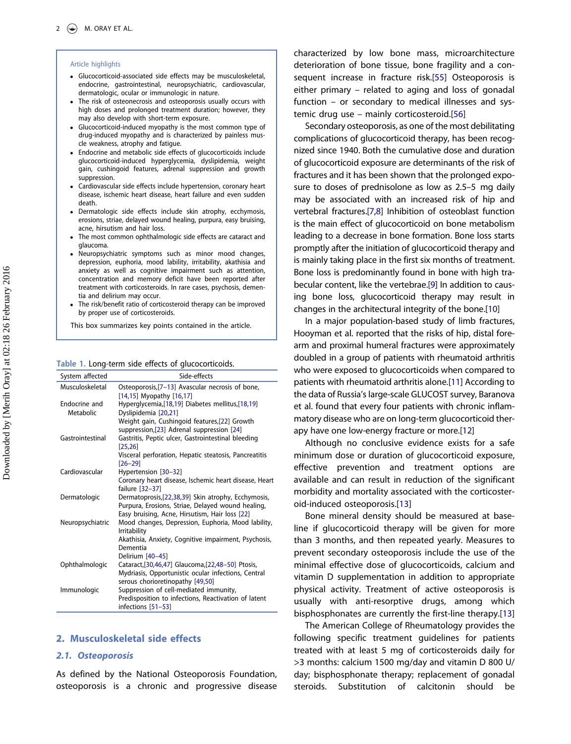Article highlights

- Glucocorticoid-associated side effects may be musculoskeletal, endocrine, gastrointestinal, neuropsychiatric, cardiovascular, dermatologic, ocular or immunologic in nature.
- The risk of osteonecrosis and osteoporosis usually occurs with high doses and prolonged treatment duration; however, they may also develop with short-term exposure.
- Glucocorticoid-induced myopathy is the most common type of drug-induced myopathy and is characterized by painless muscle weakness, atrophy and fatigue.
- Endocrine and metabolic side effects of glucocorticoids include glucocorticoid-induced hyperglycemia, dyslipidemia, weight gain, cushingoid features, adrenal suppression and growth suppression.
- Cardiovascular side effects include hypertension, coronary heart disease, ischemic heart disease, heart failure and even sudden death.
- Dermatologic side effects include skin atrophy, ecchymosis, erosions, striae, delayed wound healing, purpura, easy bruising, acne, hirsutism and hair loss.
- The most common ophthalmologic side effects are cataract and glaucoma.
- Neuropsychiatric symptoms such as minor mood changes, depression, euphoria, mood lability, irritability, akathisia and anxiety as well as cognitive impairment such as attention, concentration and memory deficit have been reported after treatment with corticosteroids. In rare cases, psychosis, dementia and delirium may occur.
- The risk/benefit ratio of corticosteroid therapy can be improved by proper use of corticosteroids.

This box summarizes key points contained in the article.

Table 1. Long-term side effects of glucocorticoids.

| System affected | Side-effects |
|---|---|
| Musculoskeletal | Osteoporosis,[7–13] Avascular necrosis of bone,[14,15] Myopathy [16,17] |
| Endocrine and Metabolic | Hyperglycemia,[18,19] Diabetes mellitus,[18,19] Dyslipidemia [20,21] Weight gain, Cushingoid features,[22] Growth suppression,[23] Adrenal suppression [24] |
| Gastrointestinal | Gastritis, Peptic ulcer, Gastrointestinal bleeding [25,26] Visceral perforation, Hepatic steatosis, Pancreatitis [26–29] |
| Cardiovascular | Hypertension [30–32] Coronary heart disease, Ischemic heart disease, Heart failure [32–37] |
| Dermatologic | Dermatoprosis,[22,38,39] Skin atrophy, Ecchymosis, Purpura, Erosions, Striae, Delayed wound healing, Easy bruising, Acne, Hirsutism, Hair loss [22] |
| Neuropsychiatric | Mood changes, Depression, Euphoria, Mood lability, Irritability Akathisia, Anxiety, Cognitive impairment, Psychosis, Dementia Delirium [40–45] |
| Ophthalmologic | Cataract,[30,46,47] Glaucoma,[22,48–50] Ptosis, Mydriasis, Opportunistic ocular infections, Central serous chorioretinopathy [49,50] |
| Immunologic | Suppression of cell-mediated immunity, Predisposition to infections, Reactivation of latent infections [51–53] |

## 2. Musculoskeletal side effects

### 2.1. Osteoporosis

As defined by the National Osteoporosis Foundation, osteoporosis is a chronic and progressive disease characterized by low bone mass, microarchitecture deterioration of bone tissue, bone fragility and a consequent increase in fracture risk.[55] Osteoporosis is either primary – related to aging and loss of gonadal function – or secondary to medical illnesses and systemic drug use – mainly corticosteroid.[56]

Secondary osteoporosis, as one of the most debilitating complications of glucocorticoid therapy, has been recognized since 1940. Both the cumulative dose and duration of glucocorticoid exposure are determinants of the risk of fractures and it has been shown that the prolonged exposure to doses of prednisolone as low as 2.5–5 mg daily may be associated with an increased risk of hip and vertebral fractures.[7,8] Inhibition of osteoblast function is the main effect of glucocorticoid on bone metabolism leading to a decrease in bone formation. Bone loss starts promptly after the initiation of glucocorticoid therapy and is mainly taking place in the first six months of treatment. Bone loss is predominantly found in bone with high trabecular content, like the vertebrae.[9] In addition to causing bone loss, glucocorticoid therapy may result in changes in the architectural integrity of the bone.[10]

In a major population-based study of limb fractures, Hooyman et al. reported that the risks of hip, distal forearm and proximal humeral fractures were approximately doubled in a group of patients with rheumatoid arthritis who were exposed to glucocorticoids when compared to patients with rheumatoid arthritis alone.[11] According to the data of Russia's large-scale GLUCOST survey, Baranova et al. found that every four patients with chronic inflammatory disease who are on long-term glucocorticoid therapy have one low-energy fracture or more.[12]

Although no conclusive evidence exists for a safe minimum dose or duration of glucocorticoid exposure, effective prevention and treatment options are available and can result in reduction of the significant morbidity and mortality associated with the corticosteroid-induced osteoporosis.[13]

Bone mineral density should be measured at baseline if glucocorticoid therapy will be given for more than 3 months, and then repeated yearly. Measures to prevent secondary osteoporosis include the use of the minimal effective dose of glucocorticoids, calcium and vitamin D supplementation in addition to appropriate physical activity. Treatment of active osteoporosis is usually with anti-resorptive drugs, among which bisphosphonates are currently the first-line therapy.[13]

The American College of Rheumatology provides the following specific treatment guidelines for patients treated with at least 5 mg of corticosteroids daily for >3 months: calcium 1500 mg/day and vitamin D 800 U/day; bisphosphonate therapy; replacement of gonadal steroids. Substitution of calcitonin should be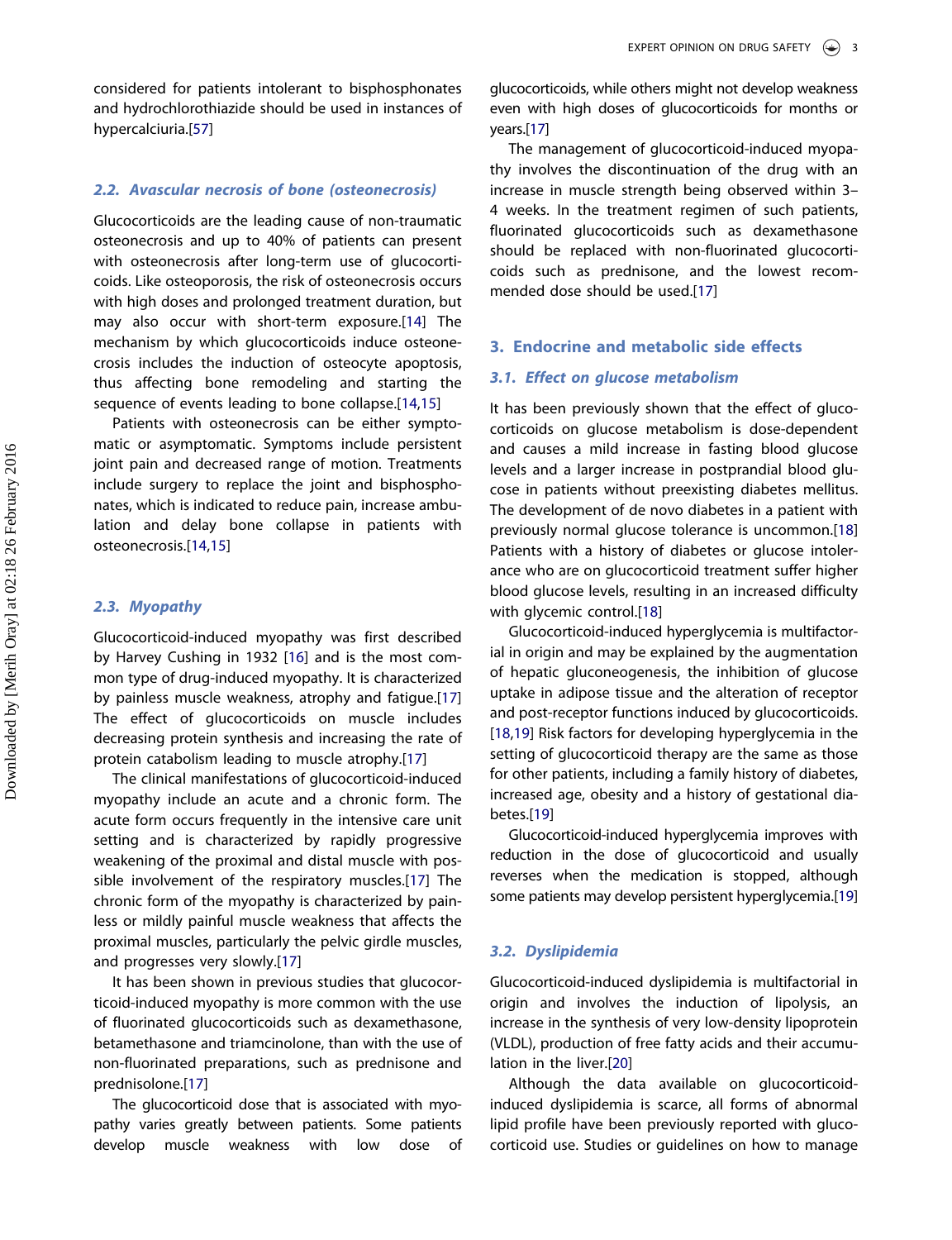considered for patients intolerant to bisphosphonates and hydrochlorothiazide should be used in instances of hypercalciuria.[57]

### 2.2. Avascular necrosis of bone (osteonecrosis)

Glucocorticoids are the leading cause of non-traumatic osteonecrosis and up to 40% of patients can present with osteonecrosis after long-term use of glucocorticoids. Like osteoporosis, the risk of osteonecrosis occurs with high doses and prolonged treatment duration, but may also occur with short-term exposure.[14] The mechanism by which glucocorticoids induce osteonecrosis includes the induction of osteocyte apoptosis, thus affecting bone remodeling and starting the sequence of events leading to bone collapse.[14,15]

Patients with osteonecrosis can be either symptomatic or asymptomatic. Symptoms include persistent joint pain and decreased range of motion. Treatments include surgery to replace the joint and bisphosphonates, which is indicated to reduce pain, increase ambulation and delay bone collapse in patients with osteonecrosis.[14,15]

### 2.3. Myopathy

Glucocorticoid-induced myopathy was first described by Harvey Cushing in 1932 [16] and is the most common type of drug-induced myopathy. It is characterized by painless muscle weakness, atrophy and fatigue.[17] The effect of glucocorticoids on muscle includes decreasing protein synthesis and increasing the rate of protein catabolism leading to muscle atrophy.[17]

The clinical manifestations of glucocorticoid-induced myopathy include an acute and a chronic form. The acute form occurs frequently in the intensive care unit setting and is characterized by rapidly progressive weakening of the proximal and distal muscle with possible involvement of the respiratory muscles.[17] The chronic form of the myopathy is characterized by painless or mildly painful muscle weakness that affects the proximal muscles, particularly the pelvic girdle muscles, and progresses very slowly.[17]

It has been shown in previous studies that glucocorticoid-induced myopathy is more common with the use of fluorinated glucocorticoids such as dexamethasone, betamethasone and triamcinolone, than with the use of non-fluorinated preparations, such as prednisone and prednisolone.[17]

The glucocorticoid dose that is associated with myopathy varies greatly between patients. Some patients develop muscle weakness with low dose of glucocorticoids, while others might not develop weakness even with high doses of glucocorticoids for months or years.[17]

The management of glucocorticoid-induced myopathy involves the discontinuation of the drug with an increase in muscle strength being observed within 3–4 weeks. In the treatment regimen of such patients, fluorinated glucocorticoids such as dexamethasone should be replaced with non-fluorinated glucocorticoids such as prednisone, and the lowest recommended dose should be used.[17]

## 3. Endocrine and metabolic side effects

### 3.1. Effect on glucose metabolism

It has been previously shown that the effect of glucocorticoids on glucose metabolism is dose-dependent and causes a mild increase in fasting blood glucose levels and a larger increase in postprandial blood glucose in patients without preexisting diabetes mellitus. The development of de novo diabetes in a patient with previously normal glucose tolerance is uncommon.[18] Patients with a history of diabetes or glucose intolerance who are on glucocorticoid treatment suffer higher blood glucose levels, resulting in an increased difficulty with glycemic control.[18]

Glucocorticoid-induced hyperglycemia is multifactorial in origin and may be explained by the augmentation of hepatic gluconeogenesis, the inhibition of glucose uptake in adipose tissue and the alteration of receptor and post-receptor functions induced by glucocorticoids.[18,19] Risk factors for developing hyperglycemia in the setting of glucocorticoid therapy are the same as those for other patients, including a family history of diabetes, increased age, obesity and a history of gestational diabetes.[19]

Glucocorticoid-induced hyperglycemia improves with reduction in the dose of glucocorticoid and usually reverses when the medication is stopped, although some patients may develop persistent hyperglycemia.[19]

### 3.2. Dyslipidemia

Glucocorticoid-induced dyslipidemia is multifactorial in origin and involves the induction of lipolysis, an increase in the synthesis of very low-density lipoprotein (VLDL), production of free fatty acids and their accumulation in the liver.[20]

Although the data available on glucocorticoid-induced dyslipidemia is scarce, all forms of abnormal lipid profile have been previously reported with glucocorticoid use. Studies or guidelines on how to manage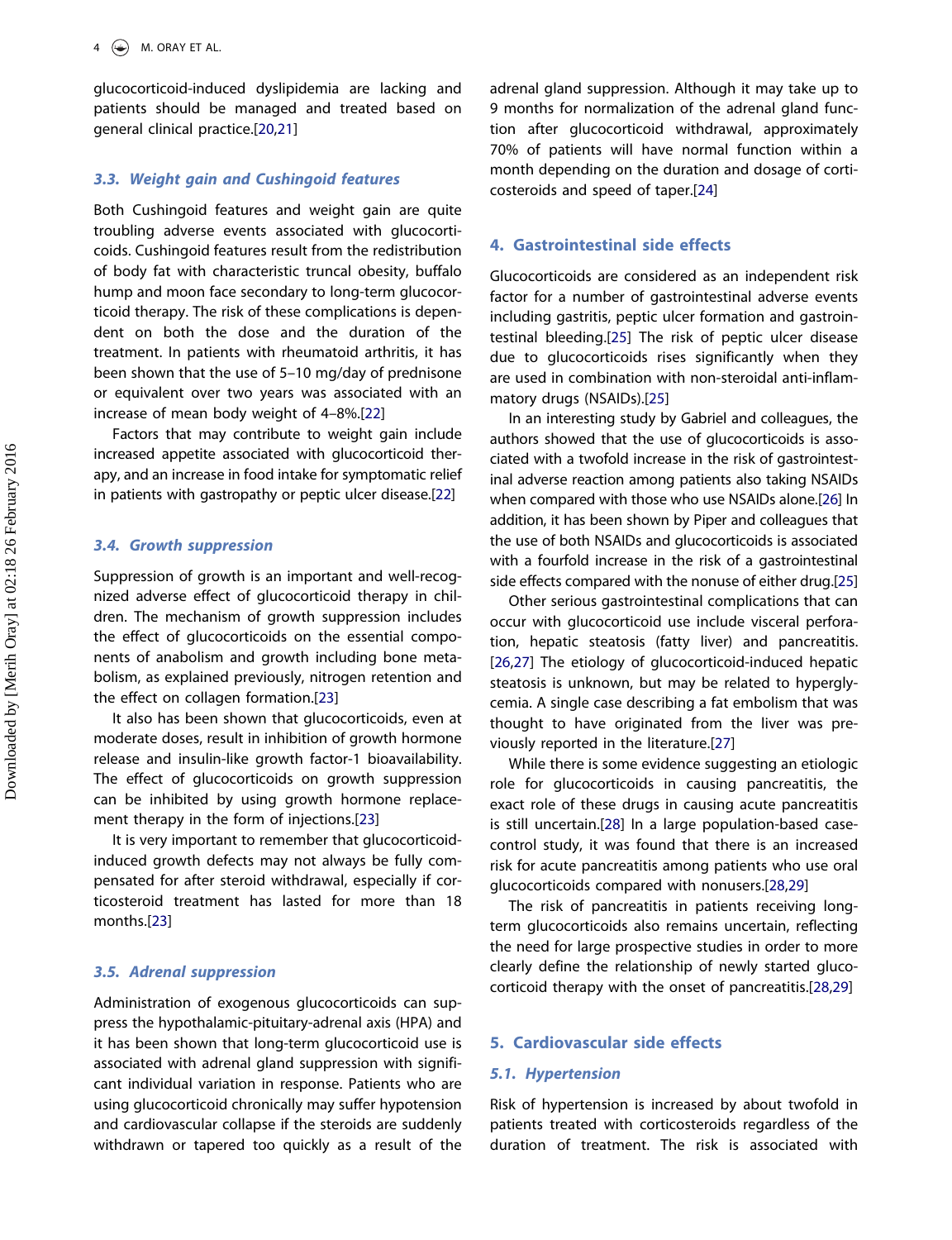glucocorticoid-induced dyslipidemia are lacking and patients should be managed and treated based on general clinical practice.[20,21]

### 3.3. Weight gain and Cushingoid features

Both Cushingoid features and weight gain are quite troubling adverse events associated with glucocorticoids. Cushingoid features result from the redistribution of body fat with characteristic truncal obesity, buffalo hump and moon face secondary to long-term glucocorticoid therapy. The risk of these complications is dependent on both the dose and the duration of the treatment. In patients with rheumatoid arthritis, it has been shown that the use of 5–10 mg/day of prednisone or equivalent over two years was associated with an increase of mean body weight of 4–8%.[22]

Factors that may contribute to weight gain include increased appetite associated with glucocorticoid therapy, and an increase in food intake for symptomatic relief in patients with gastropathy or peptic ulcer disease.[22]

### 3.4. Growth suppression

Suppression of growth is an important and well-recognized adverse effect of glucocorticoid therapy in children. The mechanism of growth suppression includes the effect of glucocorticoids on the essential components of anabolism and growth including bone metabolism, as explained previously, nitrogen retention and the effect on collagen formation.[23]

It also has been shown that glucocorticoids, even at moderate doses, result in inhibition of growth hormone release and insulin-like growth factor-1 bioavailability. The effect of glucocorticoids on growth suppression can be inhibited by using growth hormone replacement therapy in the form of injections.[23]

It is very important to remember that glucocorticoid-induced growth defects may not always be fully compensated for after steroid withdrawal, especially if corticosteroid treatment has lasted for more than 18 months.[23]

### 3.5. Adrenal suppression

Administration of exogenous glucocorticoids can suppress the hypothalamic-pituitary-adrenal axis (HPA) and it has been shown that long-term glucocorticoid use is associated with adrenal gland suppression with significant individual variation in response. Patients who are using glucocorticoid chronically may suffer hypotension and cardiovascular collapse if the steroids are suddenly withdrawn or tapered too quickly as a result of the adrenal gland suppression. Although it may take up to 9 months for normalization of the adrenal gland function after glucocorticoid withdrawal, approximately 70% of patients will have normal function within a month depending on the duration and dosage of corticosteroids and speed of taper.[24]

## 4. Gastrointestinal side effects

Glucocorticoids are considered as an independent risk factor for a number of gastrointestinal adverse events including gastritis, peptic ulcer formation and gastrointestinal bleeding.[25] The risk of peptic ulcer disease due to glucocorticoids rises significantly when they are used in combination with non-steroidal anti-inflammatory drugs (NSAIDs).[25]

In an interesting study by Gabriel and colleagues, the authors showed that the use of glucocorticoids is associated with a twofold increase in the risk of gastrointestinal adverse reaction among patients also taking NSAIDs when compared with those who use NSAIDs alone.[26] In addition, it has been shown by Piper and colleagues that the use of both NSAIDs and glucocorticoids is associated with a fourfold increase in the risk of a gastrointestinal side effects compared with the nonuse of either drug.[25]

Other serious gastrointestinal complications that can occur with glucocorticoid use include visceral perforation, hepatic steatosis (fatty liver) and pancreatitis.[26,27] The etiology of glucocorticoid-induced hepatic steatosis is unknown, but may be related to hyperglycemia. A single case describing a fat embolism that was thought to have originated from the liver was previously reported in the literature.[27]

While there is some evidence suggesting an etiologic role for glucocorticoids in causing pancreatitis, the exact role of these drugs in causing acute pancreatitis is still uncertain.[28] In a large population-based case-control study, it was found that there is an increased risk for acute pancreatitis among patients who use oral glucocorticoids compared with nonusers.[28,29]

The risk of pancreatitis in patients receiving long-term glucocorticoids also remains uncertain, reflecting the need for large prospective studies in order to more clearly define the relationship of newly started glucocorticoid therapy with the onset of pancreatitis.[28,29]

## 5. Cardiovascular side effects

### 5.1. Hypertension

Risk of hypertension is increased by about twofold in patients treated with corticosteroids regardless of the duration of treatment. The risk is associated with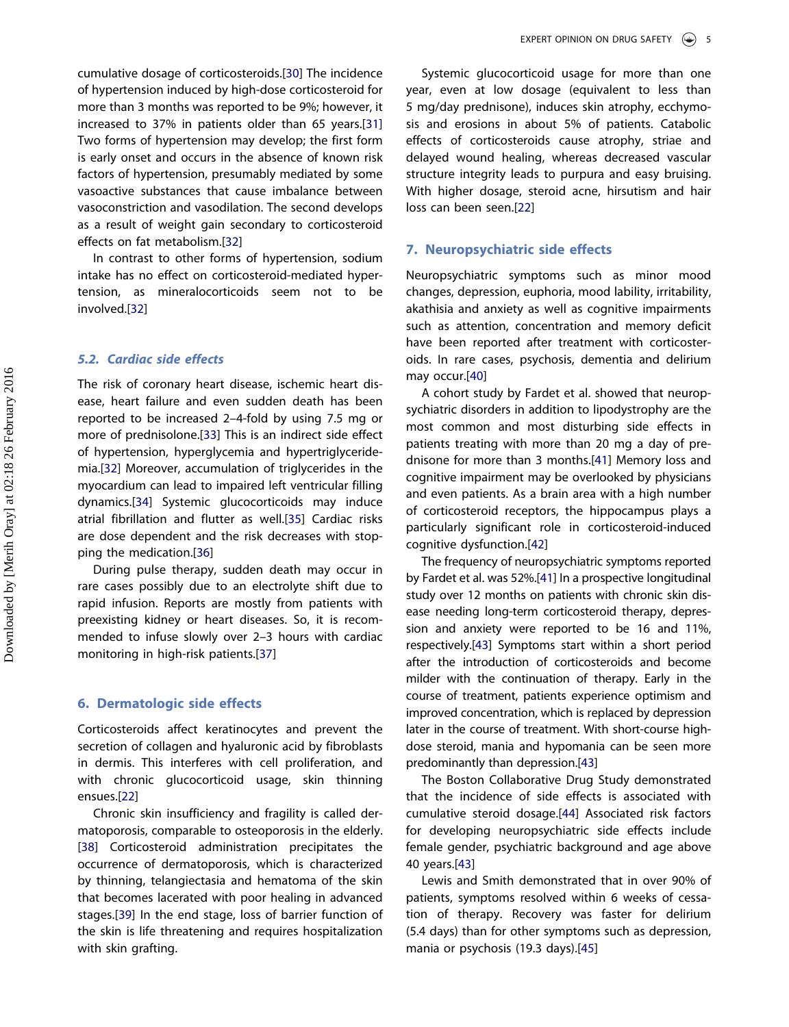cumulative dosage of corticosteroids.[30] The incidence of hypertension induced by high-dose corticosteroid for more than 3 months was reported to be 9%; however, it increased to 37% in patients older than 65 years.[31] Two forms of hypertension may develop; the first form is early onset and occurs in the absence of known risk factors of hypertension, presumably mediated by some vasoactive substances that cause imbalance between vasoconstriction and vasodilation. The second develops as a result of weight gain secondary to corticosteroid effects on fat metabolism.[32]

In contrast to other forms of hypertension, sodium intake has no effect on corticosteroid-mediated hypertension, as mineralocorticoids seem not to be involved.[32]

### *5.2. Cardiac side effects*

The risk of coronary heart disease, ischemic heart disease, heart failure and even sudden death has been reported to be increased 2–4-fold by using 7.5 mg or more of prednisolone.[33] This is an indirect side effect of hypertension, hyperglycemia and hypertriglyceridemia.[32] Moreover, accumulation of triglycerides in the myocardium can lead to impaired left ventricular filling dynamics.[34] Systemic glucocorticoids may induce atrial fibrillation and flutter as well.[35] Cardiac risks are dose dependent and the risk decreases with stopping the medication.[36]

During pulse therapy, sudden death may occur in rare cases possibly due to an electrolyte shift due to rapid infusion. Reports are mostly from patients with preexisting kidney or heart diseases. So, it is recommended to infuse slowly over 2–3 hours with cardiac monitoring in high-risk patients.[37]

## 6. Dermatologic side effects

Corticosteroids affect keratinocytes and prevent the secretion of collagen and hyaluronic acid by fibroblasts in dermis. This interferes with cell proliferation, and with chronic glucocorticoid usage, skin thinning ensues.[22]

Chronic skin insufficiency and fragility is called dermatoporosis, comparable to osteoporosis in the elderly.[38] Corticosteroid administration precipitates the occurrence of dermatoporosis, which is characterized by thinning, telangiectasia and hematoma of the skin that becomes lacerated with poor healing in advanced stages.[39] In the end stage, loss of barrier function of the skin is life threatening and requires hospitalization with skin grafting.

Systemic glucocorticoid usage for more than one year, even at low dosage (equivalent to less than 5 mg/day prednisone), induces skin atrophy, ecchymosis and erosions in about 5% of patients. Catabolic effects of corticosteroids cause atrophy, striae and delayed wound healing, whereas decreased vascular structure integrity leads to purpura and easy bruising. With higher dosage, steroid acne, hirsutism and hair loss can been seen.[22]

## 7. Neuropsychiatric side effects

Neuropsychiatric symptoms such as minor mood changes, depression, euphoria, mood lability, irritability, akathisia and anxiety as well as cognitive impairments such as attention, concentration and memory deficit have been reported after treatment with corticosteroids. In rare cases, psychosis, dementia and delirium may occur.[40]

A cohort study by Fardet et al. showed that neuropsychiatric disorders in addition to lipodystrophy are the most common and most disturbing side effects in patients treating with more than 20 mg a day of prednisone for more than 3 months.[41] Memory loss and cognitive impairment may be overlooked by physicians and even patients. As a brain area with a high number of corticosteroid receptors, the hippocampus plays a particularly significant role in corticosteroid-induced cognitive dysfunction.[42]

The frequency of neuropsychiatric symptoms reported by Fardet et al. was 52%.[41] In a prospective longitudinal study over 12 months on patients with chronic skin disease needing long-term corticosteroid therapy, depression and anxiety were reported to be 16 and 11%, respectively.[43] Symptoms start within a short period after the introduction of corticosteroids and become milder with the continuation of therapy. Early in the course of treatment, patients experience optimism and improved concentration, which is replaced by depression later in the course of treatment. With short-course high-dose steroid, mania and hypomania can be seen more predominantly than depression.[43]

The Boston Collaborative Drug Study demonstrated that the incidence of side effects is associated with cumulative steroid dosage.[44] Associated risk factors for developing neuropsychiatric side effects include female gender, psychiatric background and age above 40 years.[43]

Lewis and Smith demonstrated that in over 90% of patients, symptoms resolved within 6 weeks of cessation of therapy. Recovery was faster for delirium (5.4 days) than for other symptoms such as depression, mania or psychosis (19.3 days).[45]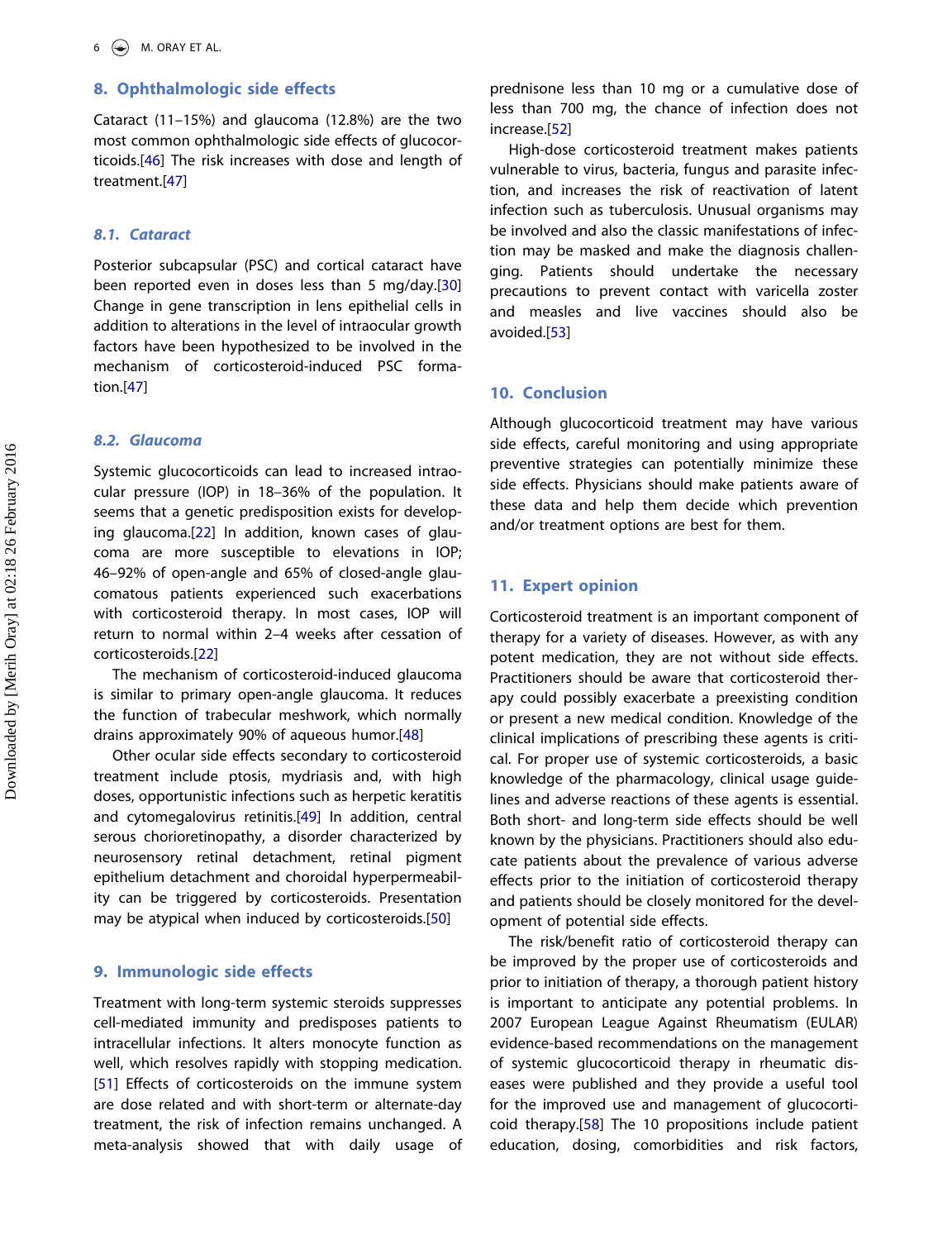## 8. Ophthalmologic side effects

Cataract (11–15%) and glaucoma (12.8%) are the two most common ophthalmologic side effects of glucocorticoids.[46] The risk increases with dose and length of treatment.[47]

### 8.1. Cataract

Posterior subcapsular (PSC) and cortical cataract have been reported even in doses less than 5 mg/day.[30] Change in gene transcription in lens epithelial cells in addition to alterations in the level of intraocular growth factors have been hypothesized to be involved in the mechanism of corticosteroid-induced PSC formation.[47]

### 8.2. Glaucoma

Systemic glucocorticoids can lead to increased intraocular pressure (IOP) in 18–36% of the population. It seems that a genetic predisposition exists for developing glaucoma.[22] In addition, known cases of glaucoma are more susceptible to elevations in IOP; 46–92% of open-angle and 65% of closed-angle glaucomatous patients experienced such exacerbations with corticosteroid therapy. In most cases, IOP will return to normal within 2–4 weeks after cessation of corticosteroids.[22]

The mechanism of corticosteroid-induced glaucoma is similar to primary open-angle glaucoma. It reduces the function of trabecular meshwork, which normally drains approximately 90% of aqueous humor.[48]

Other ocular side effects secondary to corticosteroid treatment include ptosis, mydriasis and, with high doses, opportunistic infections such as herpetic keratitis and cytomegalovirus retinitis.[49] In addition, central serous chorioretinopathy, a disorder characterized by neurosensory retinal detachment, retinal pigment epithelium detachment and choroidal hyperpermeability can be triggered by corticosteroids. Presentation may be atypical when induced by corticosteroids.[50]

## 9. Immunologic side effects

Treatment with long-term systemic steroids suppresses cell-mediated immunity and predisposes patients to intracellular infections. It alters monocyte function as well, which resolves rapidly with stopping medication.[51] Effects of corticosteroids on the immune system are dose related and with short-term or alternate-day treatment, the risk of infection remains unchanged. A meta-analysis showed that with daily usage of prednisone less than 10 mg or a cumulative dose of less than 700 mg, the chance of infection does not increase.[52]

High-dose corticosteroid treatment makes patients vulnerable to virus, bacteria, fungus and parasite infection, and increases the risk of reactivation of latent infection such as tuberculosis. Unusual organisms may be involved and also the classic manifestations of infection may be masked and make the diagnosis challenging. Patients should undertake the necessary precautions to prevent contact with varicella zoster and measles and live vaccines should also be avoided.[53]

## 10. Conclusion

Although glucocorticoid treatment may have various side effects, careful monitoring and using appropriate preventive strategies can potentially minimize these side effects. Physicians should make patients aware of these data and help them decide which prevention and/or treatment options are best for them.

## 11. Expert opinion

Corticosteroid treatment is an important component of therapy for a variety of diseases. However, as with any potent medication, they are not without side effects. Practitioners should be aware that corticosteroid therapy could possibly exacerbate a preexisting condition or present a new medical condition. Knowledge of the clinical implications of prescribing these agents is critical. For proper use of systemic corticosteroids, a basic knowledge of the pharmacology, clinical usage guidelines and adverse reactions of these agents is essential. Both short- and long-term side effects should be well known by the physicians. Practitioners should also educate patients about the prevalence of various adverse effects prior to the initiation of corticosteroid therapy and patients should be closely monitored for the development of potential side effects.

The risk/benefit ratio of corticosteroid therapy can be improved by the proper use of corticosteroids and prior to initiation of therapy, a thorough patient history is important to anticipate any potential problems. In 2007 European League Against Rheumatism (EULAR) evidence-based recommendations on the management of systemic glucocorticoid therapy in rheumatic diseases were published and they provide a useful tool for the improved use and management of glucocorticoid therapy.[58] The 10 propositions include patient education, dosing, comorbidities and risk factors,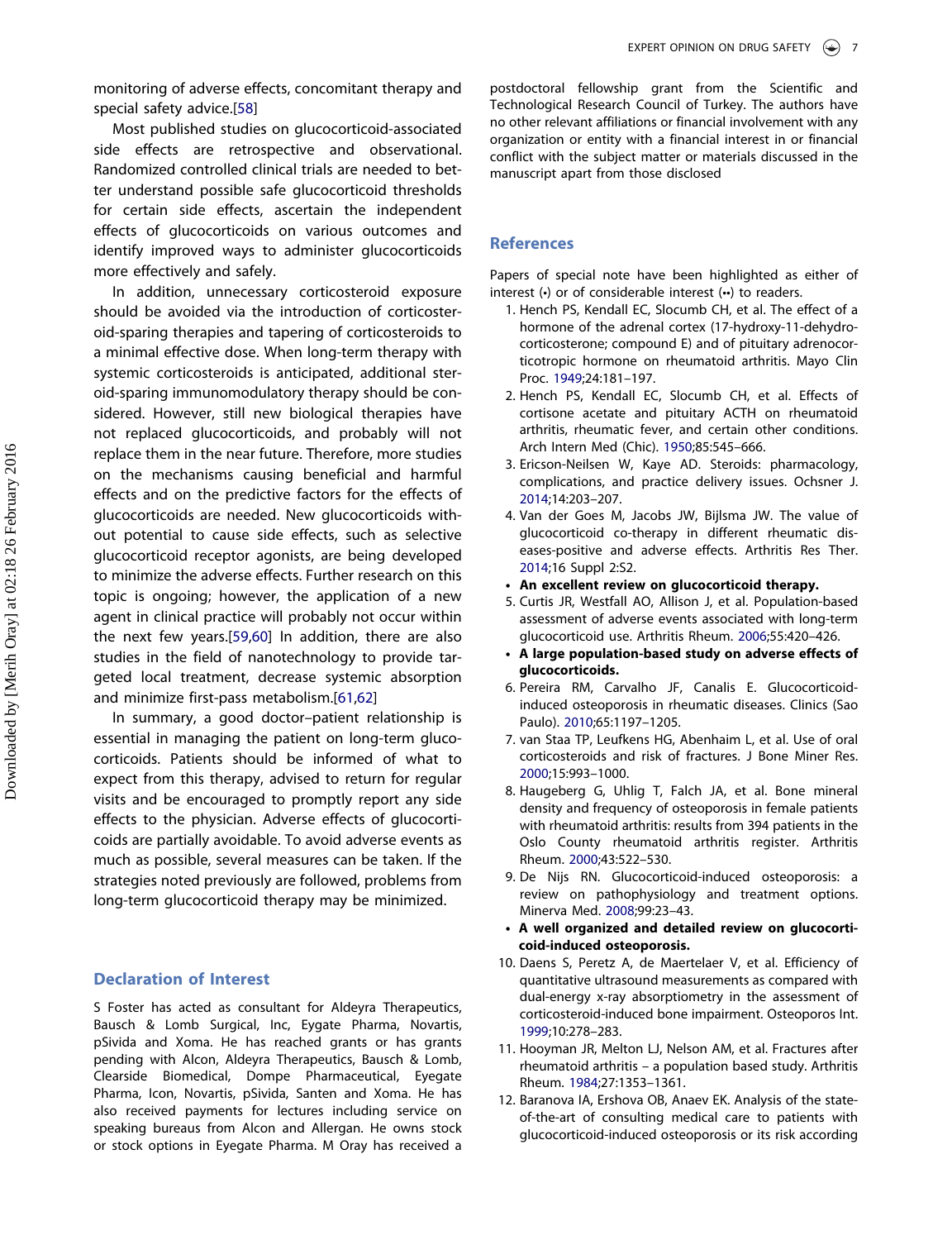monitoring of adverse effects, concomitant therapy and special safety advice.[58]

Most published studies on glucocorticoid-associated side effects are retrospective and observational. Randomized controlled clinical trials are needed to better understand possible safe glucocorticoid thresholds for certain side effects, ascertain the independent effects of glucocorticoids on various outcomes and identify improved ways to administer glucocorticoids more effectively and safely.

In addition, unnecessary corticosteroid exposure should be avoided via the introduction of corticosteroid-sparing therapies and tapering of corticosteroids to a minimal effective dose. When long-term therapy with systemic corticosteroids is anticipated, additional steroid-sparing immunomodulatory therapy should be considered. However, still new biological therapies have not replaced glucocorticoids, and probably will not replace them in the near future. Therefore, more studies on the mechanisms causing beneficial and harmful effects and on the predictive factors for the effects of glucocorticoids are needed. New glucocorticoids without potential to cause side effects, such as selective glucocorticoid receptor agonists, are being developed to minimize the adverse effects. Further research on this topic is ongoing; however, the application of a new agent in clinical practice will probably not occur within the next few years.[59,60] In addition, there are also studies in the field of nanotechnology to provide targeted local treatment, decrease systemic absorption and minimize first-pass metabolism.[61,62]

In summary, a good doctor–patient relationship is essential in managing the patient on long-term glucocorticoids. Patients should be informed of what to expect from this therapy, advised to return for regular visits and be encouraged to promptly report any side effects to the physician. Adverse effects of glucocorticoids are partially avoidable. To avoid adverse events as much as possible, several measures can be taken. If the strategies noted previously are followed, problems from long-term glucocorticoid therapy may be minimized.

## Declaration of Interest

S Foster has acted as consultant for Aldeyra Therapeutics, Bausch & Lomb Surgical, Inc, Eygate Pharma, Novartis, pSivida and Xoma. He has reached grants or has grants pending with Alcon, Aldeyra Therapeutics, Bausch & Lomb, Clearside Biomedical, Dompe Pharmaceutical, Eyegate Pharma, Icon, Novartis, pSivida, Santen and Xoma. He has also received payments for lectures including service on speaking bureaus from Alcon and Allergan. He owns stock or stock options in Eyegate Pharma. M Oray has received a postdoctoral fellowship grant from the Scientific and Technological Research Council of Turkey. The authors have no other relevant affiliations or financial involvement with any organization or entity with a financial interest in or financial conflict with the subject matter or materials discussed in the manuscript apart from those disclosed

## References

Papers of special note have been highlighted as either of interest (•) or of considerable interest (••) to readers.

1. Hench PS, Kendall EC, Slocumb CH, et al. The effect of a hormone of the adrenal cortex (17-hydroxy-11-dehydrocorticosterone; compound E) and of pituitary adrenocortictropic hormone on rheumatoid arthritis. Mayo Clin Proc. 1949;24:181–197.
2. Hench PS, Kendall EC, Slocumb CH, et al. Effects of cortisone acetate and pituitary ACTH on rheumatoid arthritis, rheumatic fever, and certain other conditions. Arch Intern Med (Chic). 1950;85:545–666.
3. Ericson-Neilsen W, Kaye AD. Steroids: pharmacology, complications, and practice delivery issues. Ochsner J. 2014;14:203–207.
4. Van der Goes M, Jacobs JW, Bijlsma JW. The value of glucocorticoid co-therapy in different rheumatic diseases-positive and adverse effects. Arthritis Res Ther. 2014;16 Suppl 2:S2.
   - **An excellent review on glucocorticoid therapy.**
5. Curtis JR, Westfall AO, Allison J, et al. Population-based assessment of adverse events associated with long-term glucocorticoid use. Arthritis Rheum. 2006;55:420–426.
   - **A large population-based study on adverse effects of glucocorticoids.**
6. Pereira RM, Carvalho JF, Canalis E. Glucocorticoid-induced osteoporosis in rheumatic diseases. Clinics (Sao Paulo). 2010;65:1197–1205.
7. van Staa TP, Leufkens HG, Abenhaim L, et al. Use of oral corticosteroids and risk of fractures. J Bone Miner Res. 2000;15:993–1000.
8. Haugeberg G, Uhlig T, Falch JA, et al. Bone mineral density and frequency of osteoporosis in female patients with rheumatoid arthritis: results from 394 patients in the Oslo County rheumatoid arthritis register. Arthritis Rheum. 2000;43:522–530.
9. De Nijs RN. Glucocorticoid-induced osteoporosis: a review on pathophysiology and treatment options. Minerva Med. 2008;99:23–43.
   - **A well organized and detailed review on glucocorticoid-induced osteoporosis.**
10. Daens S, Peretz A, de Maertelaer V, et al. Efficiency of quantitative ultrasound measurements as compared with dual-energy x-ray absorptiometry in the assessment of corticosteroid-induced bone impairment. Osteoporos Int. 1999;10:278–283.
11. Hooyman JR, Melton LJ, Nelson AM, et al. Fractures after rheumatoid arthritis – a population based study. Arthritis Rheum. 1984;27:1353–1361.
12. Baranova IA, Ershova OB, Anaev EK. Analysis of the state-of-the-art of consulting medical care to patients with glucocorticoid-induced osteoporosis or its risk according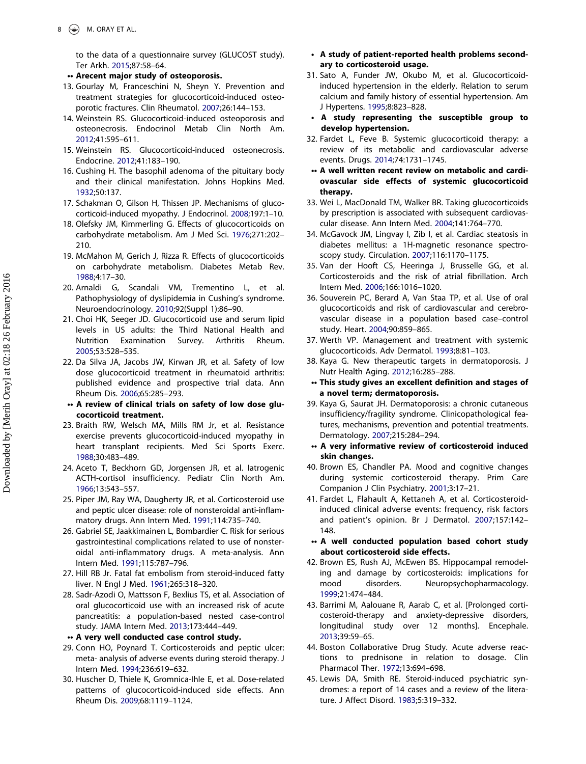to the data of a questionnaire survey (GLUCOST study). Ter Arkh. 2015;87:58–64.

- •• **Arecent major study of osteoporosis.**

13. Gourlay M, Franceschini N, Sheyn Y. Prevention and treatment strategies for glucocorticoid-induced osteoporotic fractures. Clin Rheumatol. 2007;26:144–153.
14. Weinstein RS. Glucocorticoid-induced osteoporosis and osteonecrosis. Endocrinol Metab Clin North Am. 2012;41:595–611.
15. Weinstein RS. Glucocorticoid-induced osteonecrosis. Endocrine. 2012;41:183–190.
16. Cushing H. The basophil adenoma of the pituitary body and their clinical manifestation. Johns Hopkins Med. 1932;50:137.
17. Schakman O, Gilson H, Thissen JP. Mechanisms of glucocorticoid-induced myopathy. J Endocrinol. 2008;197:1–10.
18. Olefsky JM, Kimmerling G. Effects of glucocorticoids on carbohydrate metabolism. Am J Med Sci. 1976;271:202–210.
19. McMahon M, Gerich J, Rizza R. Effects of glucocorticoids on carbohydrate metabolism. Diabetes Metab Rev. 1988;4:17–30.
20. Arnaldi G, Scandali VM, Trementino L, et al. Pathophysiology of dyslipidemia in Cushing's syndrome. Neuroendocrinology. 2010;92(Suppl 1):86–90.
21. Choi HK, Seeger JD. Glucocorticoid use and serum lipid levels in US adults: the Third National Health and Nutrition Examination Survey. Arthritis Rheum. 2005;53:528–535.
22. Da Silva JA, Jacobs JW, Kirwan JR, et al. Safety of low dose glucocorticoid treatment in rheumatoid arthritis: published evidence and prospective trial data. Ann Rheum Dis. 2006;65:285–293.
   - •• **A review of clinical trials on safety of low dose glucocorticoid treatment.**
23. Braith RW, Welsch MA, Mills RM Jr, et al. Resistance exercise prevents glucocorticoid-induced myopathy in heart transplant recipients. Med Sci Sports Exerc. 1988;30:483–489.
24. Aceto T, Beckhorn GD, Jorgensen JR, et al. Iatrogenic ACTH-cortisol insufficiency. Pediatr Clin North Am. 1966;13:543–557.
25. Piper JM, Ray WA, Daugherty JR, et al. Corticosteroid use and peptic ulcer disease: role of nonsteroidal anti-inflammatory drugs. Ann Intern Med. 1991;114:735–740.
26. Gabriel SE, Jaakkimainen L, Bombardier C. Risk for serious gastrointestinal complications related to use of nonsteroidal anti-inflammatory drugs. A meta-analysis. Ann Intern Med. 1991;115:787–796.
27. Hill RB Jr. Fatal fat embolism from steroid-induced fatty liver. N Engl J Med. 1961;265:318–320.
28. Sadr-Azodi O, Mattsson F, Bexlius TS, et al. Association of oral glucocorticoid use with an increased risk of acute pancreatitis: a population-based nested case-control study. JAMA Intern Med. 2013;173:444–449.
   - •• **A very well conducted case control study.**
29. Conn HO, Poynard T. Corticosteroids and peptic ulcer: meta- analysis of adverse events during steroid therapy. J Intern Med. 1994;236:619–632.
30. Huscher D, Thiele K, Gromnica-Ihle E, et al. Dose-related patterns of glucocorticoid-induced side effects. Ann Rheum Dis. 2009;68:1119–1124.
   - • **A study of patient-reported health problems secondary to corticosteroid usage.**
31. Sato A, Funder JW, Okubo M, et al. Glucocorticoid-induced hypertension in the elderly. Relation to serum calcium and family history of essential hypertension. Am J Hypertens. 1995;8:823–828.
   - • **A study representing the susceptible group to develop hypertension.**
32. Fardet L, Feve B. Systemic glucocorticoid therapy: a review of its metabolic and cardiovascular adverse events. Drugs. 2014;74:1731–1745.
   - •• **A well written recent review on metabolic and cardiovascular side effects of systemic glucocorticoid therapy.**
33. Wei L, MacDonald TM, Walker BR. Taking glucocorticoids by prescription is associated with subsequent cardiovascular disease. Ann Intern Med. 2004;141:764–770.
34. McGavock JM, Lingvay I, Zib I, et al. Cardiac steatosis in diabetes mellitus: a 1H-magnetic resonance spectroscopy study. Circulation. 2007;116:1170–1175.
35. Van der Hooft CS, Heeringa J, Brusselle GG, et al. Corticosteroids and the risk of atrial fibrillation. Arch Intern Med. 2006;166:1016–1020.
36. Souverein PC, Berard A, Van Staa TP, et al. Use of oral glucocorticoids and risk of cardiovascular and cerebrovascular disease in a population based case–control study. Heart. 2004;90:859–865.
37. Werth VP. Management and treatment with systemic glucocorticoids. Adv Dermatol. 1993;8:81–103.
38. Kaya G. New therapeutic targets in dermatoporosis. J Nutr Health Aging. 2012;16:285–288.
   - •• **This study gives an excellent definition and stages of a novel term; dermatoporosis.**
39. Kaya G, Saurat JH. Dermatoporosis: a chronic cutaneous insufficiency/fragility syndrome. Clinicopathological features, mechanisms, prevention and potential treatments. Dermatology. 2007;215:284–294.
   - •• **A very informative review of corticosteroid induced skin changes.**
40. Brown ES, Chandler PA. Mood and cognitive changes during systemic corticosteroid therapy. Prim Care Companion J Clin Psychiatry. 2001;3:17–21.
41. Fardet L, Flahault A, Kettaneh A, et al. Corticosteroid-induced clinical adverse events: frequency, risk factors and patient's opinion. Br J Dermatol. 2007;157:142–148.
   - •• **A well conducted population based cohort study about corticosteroid side effects.**
42. Brown ES, Rush AJ, McEwen BS. Hippocampal remodeling and damage by corticosteroids: implications for mood disorders. Neuropsychopharmacology. 1999;21:474–484.
43. Barrimi M, Aalouane R, Aarab C, et al. [Prolonged corticosteroid-therapy and anxiety-depressive disorders, longitudinal study over 12 months]. Encephale. 2013;39:59–65.
44. Boston Collaborative Drug Study. Acute adverse reactions to prednisone in relation to dosage. Clin Pharmacol Ther. 1972;13:694–698.
45. Lewis DA, Smith RE. Steroid-induced psychiatric syndromes: a report of 14 cases and a review of the literature. J Affect Disord. 1983;5:319–332.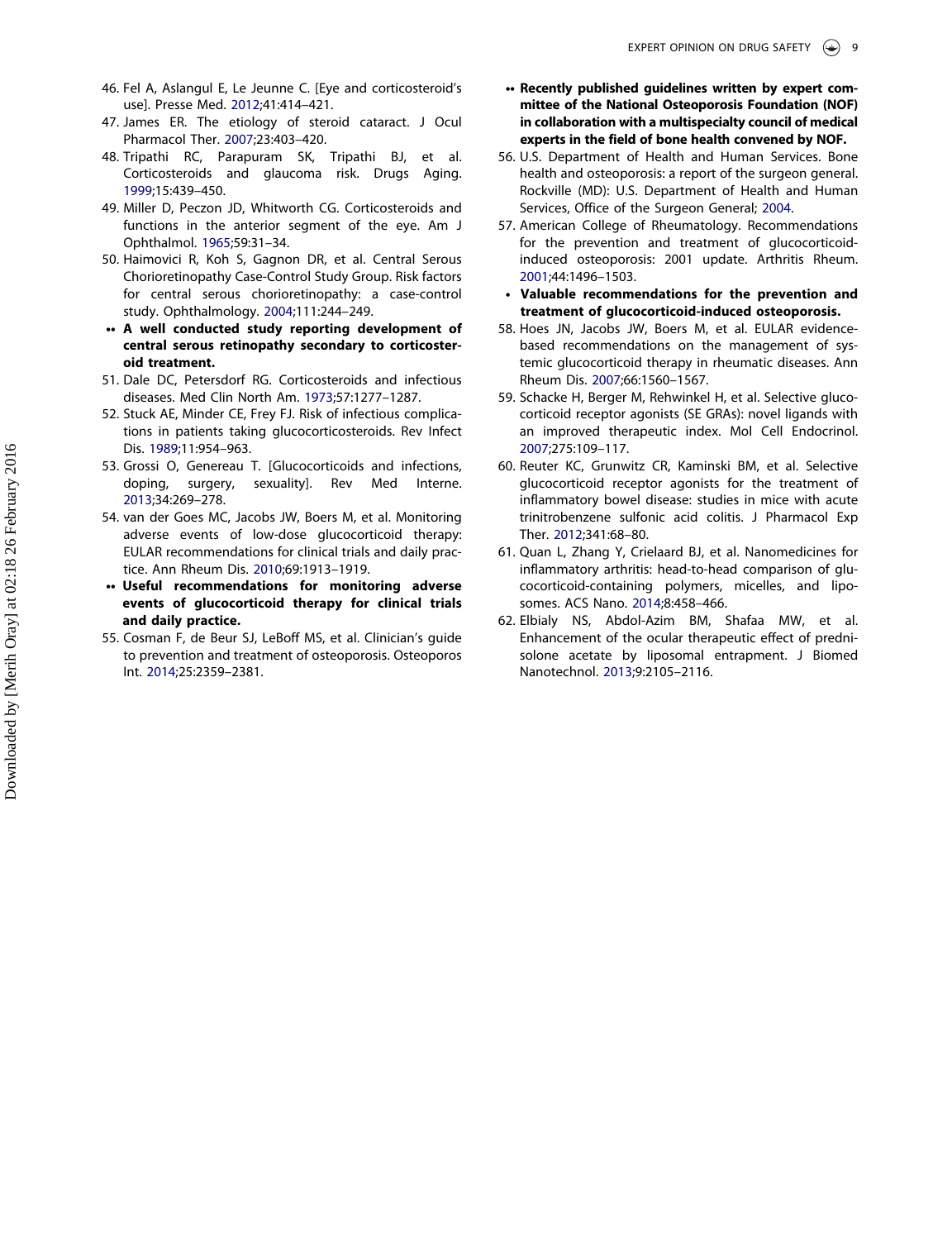46. Fel A, Aslangul E, Le Jeunne C. [Eye and corticosteroid's use]. Presse Med. 2012;41:414–421.
47. James ER. The etiology of steroid cataract. J Ocul Pharmacol Ther. 2007;23:403–420.
48. Tripathi RC, Parapuram SK, Tripathi BJ, et al. Corticosteroids and glaucoma risk. Drugs Aging. 1999;15:439–450.
49. Miller D, Peczon JD, Whitworth CG. Corticosteroids and functions in the anterior segment of the eye. Am J Ophthalmol. 1965;59:31–34.
50. Haimovici R, Koh S, Gagnon DR, et al. Central Serous Chorioretinopathy Case-Control Study Group. Risk factors for central serous chorioretinopathy: a case-control study. Ophthalmology. 2004;111:244–249.
    - •• **A well conducted study reporting development of central serous retinopathy secondary to corticosteroid treatment.**
51. Dale DC, Petersdorf RG. Corticosteroids and infectious diseases. Med Clin North Am. 1973;57:1277–1287.
52. Stuck AE, Minder CE, Frey FJ. Risk of infectious complications in patients taking glucocorticosteroids. Rev Infect Dis. 1989;11:954–963.
53. Grossi O, Genereau T. [Glucocorticoids and infections, doping, surgery, sexuality]. Rev Med Interne. 2013;34:269–278.
54. van der Goes MC, Jacobs JW, Boers M, et al. Monitoring adverse events of low-dose glucocorticoid therapy: EULAR recommendations for clinical trials and daily practice. Ann Rheum Dis. 2010;69:1913–1919.
    - •• **Useful recommendations for monitoring adverse events of glucocorticoid therapy for clinical trials and daily practice.**
55. Cosman F, de Beur SJ, LeBoff MS, et al. Clinician's guide to prevention and treatment of osteoporosis. Osteoporos Int. 2014;25:2359–2381.
    - •• **Recently published guidelines written by expert committee of the National Osteoporosis Foundation (NOF) in collaboration with a multispecialty council of medical experts in the field of bone health convened by NOF.**
56. U.S. Department of Health and Human Services. Bone health and osteoporosis: a report of the surgeon general. Rockville (MD): U.S. Department of Health and Human Services, Office of the Surgeon General; 2004.
57. American College of Rheumatology. Recommendations for the prevention and treatment of glucocorticoid-induced osteoporosis: 2001 update. Arthritis Rheum. 2001;44:1496–1503.
    - • **Valuable recommendations for the prevention and treatment of glucocorticoid-induced osteoporosis.**
58. Hoes JN, Jacobs JW, Boers M, et al. EULAR evidence-based recommendations on the management of systemic glucocorticoid therapy in rheumatic diseases. Ann Rheum Dis. 2007;66:1560–1567.
59. Schacke H, Berger M, Rehwinkel H, et al. Selective glucocorticoid receptor agonists (SE GRAs): novel ligands with an improved therapeutic index. Mol Cell Endocrinol. 2007;275:109–117.
60. Reuter KC, Grunwitz CR, Kaminski BM, et al. Selective glucocorticoid receptor agonists for the treatment of inflammatory bowel disease: studies in mice with acute trinitrobenzene sulfonic acid colitis. J Pharmacol Exp Ther. 2012;341:68–80.
61. Quan L, Zhang Y, Crielaard BJ, et al. Nanomedicines for inflammatory arthritis: head-to-head comparison of glucocorticoid-containing polymers, micelles, and liposomes. ACS Nano. 2014;8:458–466.
62. Elbialy NS, Abdol-Azim BM, Shafaa MW, et al. Enhancement of the ocular therapeutic effect of prednisolone acetate by liposomal entrapment. J Biomed Nanotechnol. 2013;9:2105–2116.